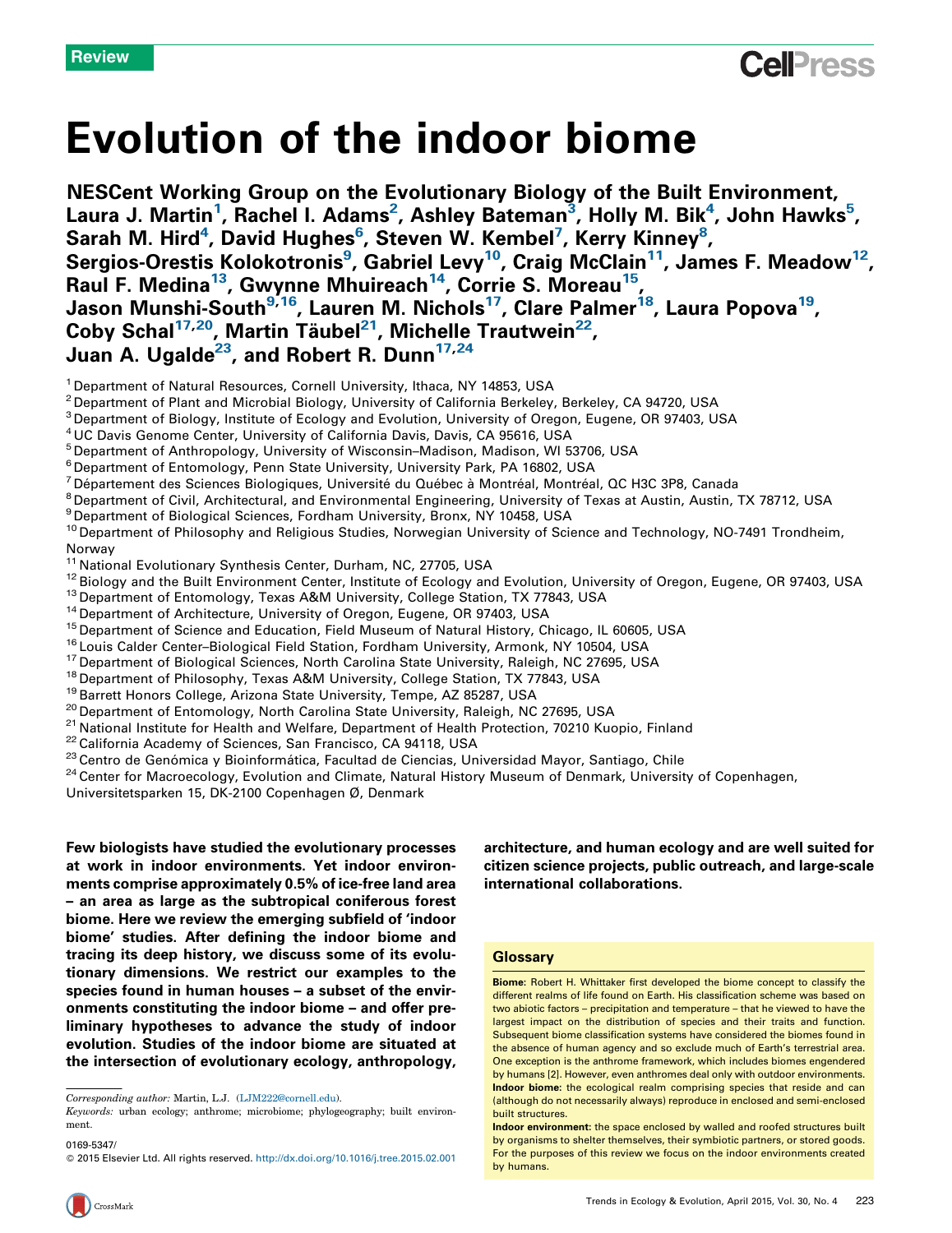Review

# Evolution of the indoor biome

**NESCent Working Group on the Evolutionary Biology of the Built Environment, Laura J. Martin[1], Rachel I. Adams[2], Ashley Bateman[3], Holly M. Bik[4], John Hawks[5], Sarah M. Hird[4], David Hughes[6], Steven W. Kembel[7], Kerry Kinney[8], Sergios-Orestis Kolokotronis[9], Gabriel Levy[10], Craig McClain[11], James F. Meadow[12], Raul F. Medina[13], Gwynne Mhuireach[14], Corrie S. Moreau[15], Jason Munshi-South[9,16], Lauren M. Nichols[17], Clare Palmer[18], Laura Popova[19], Coby Schal[17,20], Martin Täubel[21], Michelle Trautwein[22], Juan A. Ugalde[23], and Robert R. Dunn[17,24]**

[1] Department of Natural Resources, Cornell University, Ithaca, NY 14853, USA
[2] Department of Plant and Microbial Biology, University of California Berkeley, Berkeley, CA 94720, USA
[3] Department of Biology, Institute of Ecology and Evolution, University of Oregon, Eugene, OR 97403, USA
[4] UC Davis Genome Center, University of California Davis, Davis, CA 95616, USA
[5] Department of Anthropology, University of Wisconsin–Madison, Madison, WI 53706, USA
[6] Department of Entomology, Penn State University, University Park, PA 16802, USA
[7] Département des Sciences Biologiques, Université du Québec à Montréal, Montréal, QC H3C 3P8, Canada
[8] Department of Civil, Architectural, and Environmental Engineering, University of Texas at Austin, Austin, TX 78712, USA
[9] Department of Biological Sciences, Fordham University, Bronx, NY 10458, USA
[10] Department of Philosophy and Religious Studies, Norwegian University of Science and Technology, NO-7491 Trondheim, Norway
[11] National Evolutionary Synthesis Center, Durham, NC, 27705, USA
[12] Biology and the Built Environment Center, Institute of Ecology and Evolution, University of Oregon, Eugene, OR 97403, USA
[13] Department of Entomology, Texas A&M University, College Station, TX 77843, USA
[14] Department of Architecture, University of Oregon, Eugene, OR 97403, USA
[15] Department of Science and Education, Field Museum of Natural History, Chicago, IL 60605, USA
[16] Louis Calder Center–Biological Field Station, Fordham University, Armonk, NY 10504, USA
[17] Department of Biological Sciences, North Carolina State University, Raleigh, NC 27695, USA
[18] Department of Philosophy, Texas A&M University, College Station, TX 77843, USA
[19] Barrett Honors College, Arizona State University, Tempe, AZ 85287, USA
[20] Department of Entomology, North Carolina State University, Raleigh, NC 27695, USA
[21] National Institute for Health and Welfare, Department of Health Protection, 70210 Kuopio, Finland
[22] California Academy of Sciences, San Francisco, CA 94118, USA
[23] Centro de Genómica y Bioinformática, Facultad de Ciencias, Universidad Mayor, Santiago, Chile
[24] Center for Macroecology, Evolution and Climate, Natural History Museum of Denmark, University of Copenhagen, Universitetsparken 15, DK-2100 Copenhagen Ø, Denmark

**Few biologists have studied the evolutionary processes at work in indoor environments. Yet indoor environments comprise approximately 0.5% of ice-free land area – an area as large as the subtropical coniferous forest biome. Here we review the emerging subfield of 'indoor biome' studies. After defining the indoor biome and tracing its deep history, we discuss some of its evolutionary dimensions. We restrict our examples to the species found in human houses – a subset of the environments constituting the indoor biome – and offer preliminary hypotheses to advance the study of indoor evolution. Studies of the indoor biome are situated at the intersection of evolutionary ecology, anthropology, architecture, and human ecology and are well suited for citizen science projects, public outreach, and large-scale international collaborations.**

## Glossary

**Biome:** Robert H. Whittaker first developed the biome concept to classify the different realms of life found on Earth. His classification scheme was based on two abiotic factors – precipitation and temperature – that he viewed to have the largest impact on the distribution of species and their traits and function. Subsequent biome classification systems have considered the biomes found in the absence of human agency and so exclude much of Earth's terrestrial area. One exception is the anthrome framework, which includes biomes engendered by humans [2]. However, even anthromes deal only with outdoor environments.

**Indoor biome:** the ecological realm comprising species that reside and can (although do not necessarily always) reproduce in enclosed and semi-enclosed built structures.

**Indoor environment:** the space enclosed by walled and roofed structures built by organisms to shelter themselves, their symbiotic partners, or stored goods. For the purposes of this review we focus on the indoor environments created by humans.

*Corresponding author:* Martin, L.J. (LJM222@cornell.edu).

*Keywords:* urban ecology; anthrome; microbiome; phylogeography; built environment.

0169-5347/

© 2015 Elsevier Ltd. All rights reserved. http://dx.doi.org/10.1016/j.tree.2015.02.001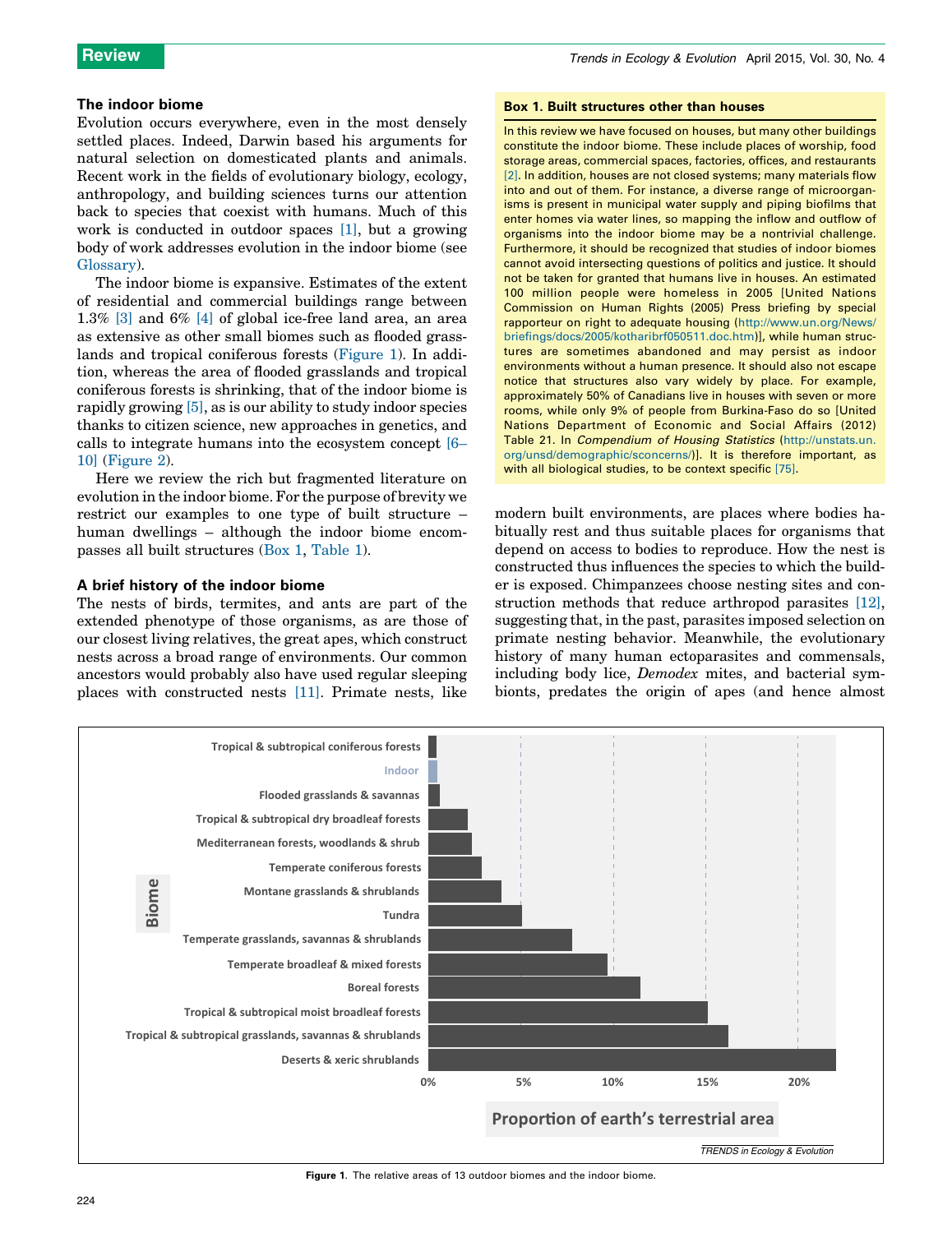## The indoor biome

Evolution occurs everywhere, even in the most densely settled places. Indeed, Darwin based his arguments for natural selection on domesticated plants and animals. Recent work in the fields of evolutionary biology, ecology, anthropology, and building sciences turns our attention back to species that coexist with humans. Much of this work is conducted in outdoor spaces [1], but a growing body of work addresses evolution in the indoor biome (see Glossary).

The indoor biome is expansive. Estimates of the extent of residential and commercial buildings range between 1.3% [3] and 6% [4] of global ice-free land area, an area as extensive as other small biomes such as flooded grasslands and tropical coniferous forests (Figure 1). In addition, whereas the area of flooded grasslands and tropical coniferous forests is shrinking, that of the indoor biome is rapidly growing [5], as is our ability to study indoor species thanks to citizen science, new approaches in genetics, and calls to integrate humans into the ecosystem concept [6–10] (Figure 2).

Here we review the rich but fragmented literature on evolution in the indoor biome. For the purpose of brevity we restrict our examples to one type of built structure – human dwellings – although the indoor biome encompasses all built structures (Box 1, Table 1).

## A brief history of the indoor biome

The nests of birds, termites, and ants are part of the extended phenotype of those organisms, as are those of our closest living relatives, the great apes, which construct nests across a broad range of environments. Our common ancestors would probably also have used regular sleeping places with constructed nests [11]. Primate nests, like modern built environments, are places where bodies habitually rest and thus suitable places for organisms that depend on access to bodies to reproduce. How the nest is constructed thus influences the species to which the builder is exposed. Chimpanzees choose nesting sites and construction methods that reduce arthropod parasites [12], suggesting that, in the past, parasites imposed selection on primate nesting behavior. Meanwhile, the evolutionary history of many human ectoparasites and commensals, including body lice, *Demodex* mites, and bacterial symbionts, predates the origin of apes (and hence almost

> **Box 1. Built structures other than houses**
>
> In this review we have focused on houses, but many other buildings constitute the indoor biome. These include places of worship, food storage areas, commercial spaces, factories, offices, and restaurants [2]. In addition, houses are not closed systems; many materials flow into and out of them. For instance, a diverse range of microorganisms is present in municipal water supply and piping biofilms that enter homes via water lines, so mapping the inflow and outflow of organisms into the indoor biome may be a nontrivial challenge. Furthermore, it should be recognized that studies of indoor biomes cannot avoid intersecting questions of politics and justice. It should not be taken for granted that humans live in houses. An estimated 100 million people were homeless in 2005 [United Nations Commission on Human Rights (2005) Press briefing by special rapporteur on right to adequate housing (http://www.un.org/News/briefings/docs/2005/kotharibrf050511.doc.htm)], while human structures are sometimes abandoned and may persist as indoor environments without a human presence. It should also not escape notice that structures also vary widely by place. For example, approximately 50% of Canadians live in houses with seven or more rooms, while only 9% of people from Burkina-Faso do so [United Nations Department of Economic and Social Affairs (2012) Table 21. In *Compendium of Housing Statistics* (http://unstats.un.org/unsd/demographic/sconcerns/)]. It is therefore important, as with all biological studies, to be context specific [75].

Figure 1. The relative areas of 13 outdoor biomes and the indoor biome.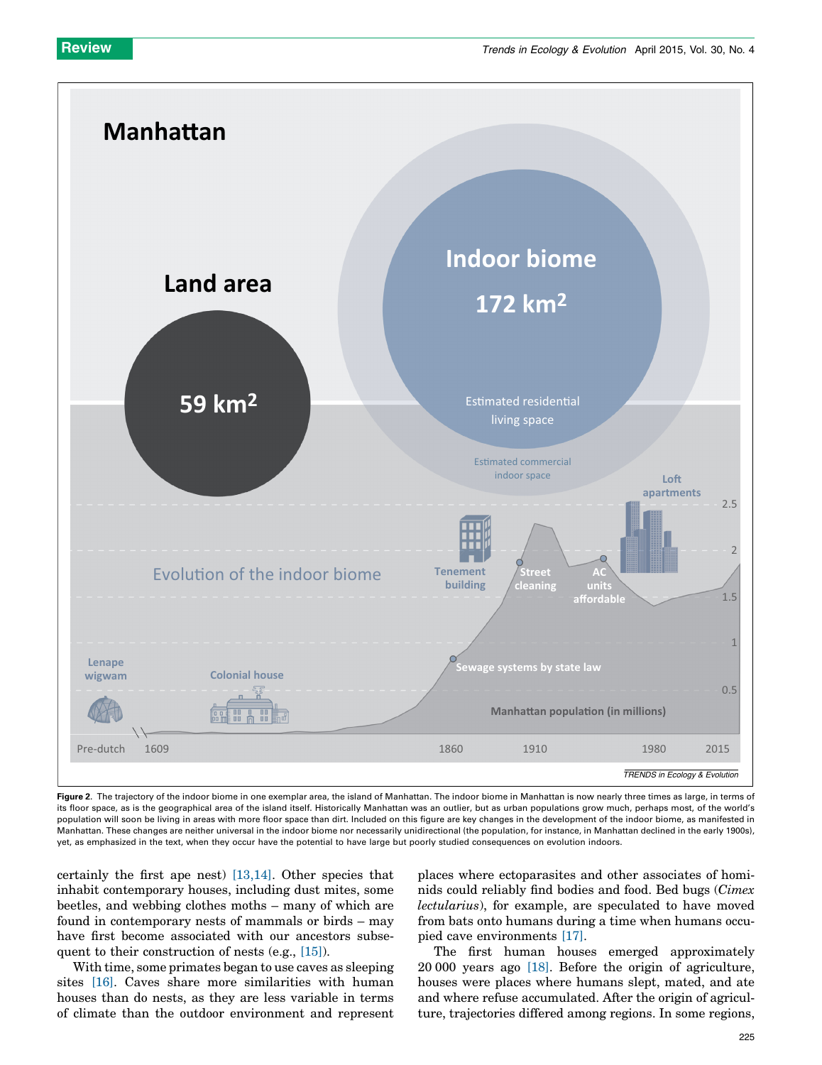Figure 2. The trajectory of the indoor biome in one exemplar area, the island of Manhattan. The indoor biome in Manhattan is now nearly three times as large, in terms of its floor space, as is the geographical area of the island itself. Historically Manhattan was an outlier, but as urban populations grow much, perhaps most, of the world's population will soon be living in areas with more floor space than dirt. Included on this figure are key changes in the development of the indoor biome, as manifested in Manhattan. These changes are neither universal in the indoor biome nor necessarily unidirectional (the population, for instance, in Manhattan declined in the early 1900s), yet, as emphasized in the text, when they occur have the potential to have large but poorly studied consequences on evolution indoors.

certainly the first ape nest) [13,14]. Other species that inhabit contemporary houses, including dust mites, some beetles, and webbing clothes moths – many of which are found in contemporary nests of mammals or birds – may have first become associated with our ancestors subsequent to their construction of nests (e.g., [15]).

With time, some primates began to use caves as sleeping sites [16]. Caves share more similarities with human houses than do nests, as they are less variable in terms of climate than the outdoor environment and represent places where ectoparasites and other associates of hominids could reliably find bodies and food. Bed bugs (*Cimex lectularius*), for example, are speculated to have moved from bats onto humans during a time when humans occupied cave environments [17].

The first human houses emerged approximately 20 000 years ago [18]. Before the origin of agriculture, houses were places where humans slept, mated, and ate and where refuse accumulated. After the origin of agriculture, trajectories differed among regions. In some regions,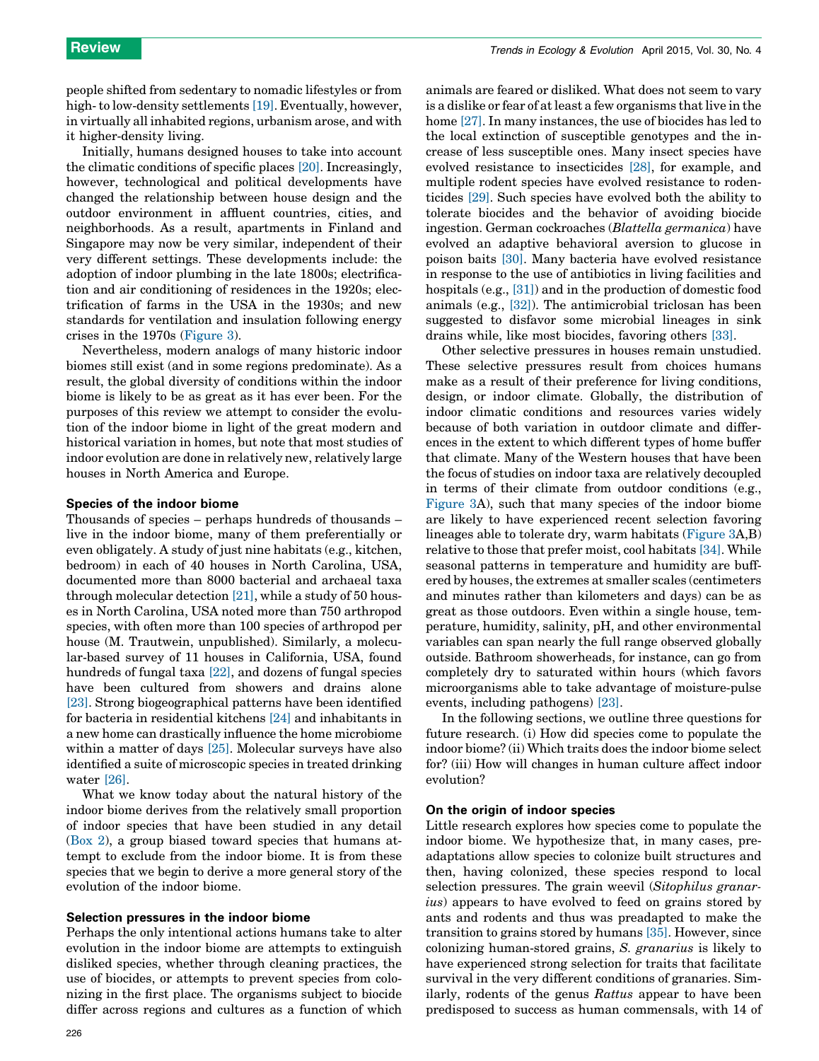people shifted from sedentary to nomadic lifestyles or from high- to low-density settlements [19]. Eventually, however, in virtually all inhabited regions, urbanism arose, and with it higher-density living.

Initially, humans designed houses to take into account the climatic conditions of specific places [20]. Increasingly, however, technological and political developments have changed the relationship between house design and the outdoor environment in affluent countries, cities, and neighborhoods. As a result, apartments in Finland and Singapore may now be very similar, independent of their very different settings. These developments include: the adoption of indoor plumbing in the late 1800s; electrification and air conditioning of residences in the 1920s; electrification of farms in the USA in the 1930s; and new standards for ventilation and insulation following energy crises in the 1970s (Figure 3).

Nevertheless, modern analogs of many historic indoor biomes still exist (and in some regions predominate). As a result, the global diversity of conditions within the indoor biome is likely to be as great as it has ever been. For the purposes of this review we attempt to consider the evolution of the indoor biome in light of the great modern and historical variation in homes, but note that most studies of indoor evolution are done in relatively new, relatively large houses in North America and Europe.

### Species of the indoor biome

Thousands of species – perhaps hundreds of thousands – live in the indoor biome, many of them preferentially or even obligately. A study of just nine habitats (e.g., kitchen, bedroom) in each of 40 houses in North Carolina, USA, documented more than 8000 bacterial and archaeal taxa through molecular detection [21], while a study of 50 houses in North Carolina, USA noted more than 750 arthropod species, with often more than 100 species of arthropod per house (M. Trautwein, unpublished). Similarly, a molecular-based survey of 11 houses in California, USA, found hundreds of fungal taxa [22], and dozens of fungal species have been cultured from showers and drains alone [23]. Strong biogeographical patterns have been identified for bacteria in residential kitchens [24] and inhabitants in a new home can drastically influence the home microbiome within a matter of days [25]. Molecular surveys have also identified a suite of microscopic species in treated drinking water [26].

What we know today about the natural history of the indoor biome derives from the relatively small proportion of indoor species that have been studied in any detail (Box 2), a group biased toward species that humans attempt to exclude from the indoor biome. It is from these species that we begin to derive a more general story of the evolution of the indoor biome.

### Selection pressures in the indoor biome

Perhaps the only intentional actions humans take to alter evolution in the indoor biome are attempts to extinguish disliked species, whether through cleaning practices, the use of biocides, or attempts to prevent species from colonizing in the first place. The organisms subject to biocide differ across regions and cultures as a function of which animals are feared or disliked. What does not seem to vary is a dislike or fear of at least a few organisms that live in the home [27]. In many instances, the use of biocides has led to the local extinction of susceptible genotypes and the increase of less susceptible ones. Many insect species have evolved resistance to insecticides [28], for example, and multiple rodent species have evolved resistance to rodenticides [29]. Such species have evolved both the ability to tolerate biocides and the behavior of avoiding biocide ingestion. German cockroaches (*Blattella germanica*) have evolved an adaptive behavioral aversion to glucose in poison baits [30]. Many bacteria have evolved resistance in response to the use of antibiotics in living facilities and hospitals (e.g., [31]) and in the production of domestic food animals (e.g., [32]). The antimicrobial triclosan has been suggested to disfavor some microbial lineages in sink drains while, like most biocides, favoring others [33].

Other selective pressures in houses remain unstudied. These selective pressures result from choices humans make as a result of their preference for living conditions, design, or indoor climate. Globally, the distribution of indoor climatic conditions and resources varies widely because of both variation in outdoor climate and differences in the extent to which different types of home buffer that climate. Many of the Western houses that have been the focus of studies on indoor taxa are relatively decoupled in terms of their climate from outdoor conditions (e.g., Figure 3A), such that many species of the indoor biome are likely to have experienced recent selection favoring lineages able to tolerate dry, warm habitats (Figure 3A,B) relative to those that prefer moist, cool habitats [34]. While seasonal patterns in temperature and humidity are buffered by houses, the extremes at smaller scales (centimeters and minutes rather than kilometers and days) can be as great as those outdoors. Even within a single house, temperature, humidity, salinity, pH, and other environmental variables can span nearly the full range observed globally outside. Bathroom showerheads, for instance, can go from completely dry to saturated within hours (which favors microorganisms able to take advantage of moisture-pulse events, including pathogens) [23].

In the following sections, we outline three questions for future research. (i) How did species come to populate the indoor biome? (ii) Which traits does the indoor biome select for? (iii) How will changes in human culture affect indoor evolution?

### On the origin of indoor species

Little research explores how species come to populate the indoor biome. We hypothesize that, in many cases, preadaptations allow species to colonize built structures and then, having colonized, these species respond to local selection pressures. The grain weevil (*Sitophilus granarius*) appears to have evolved to feed on grains stored by ants and rodents and thus was preadapted to make the transition to grains stored by humans [35]. However, since colonizing human-stored grains, *S. granarius* is likely to have experienced strong selection for traits that facilitate survival in the very different conditions of granaries. Similarly, rodents of the genus *Rattus* appear to have been predisposed to success as human commensals, with 14 of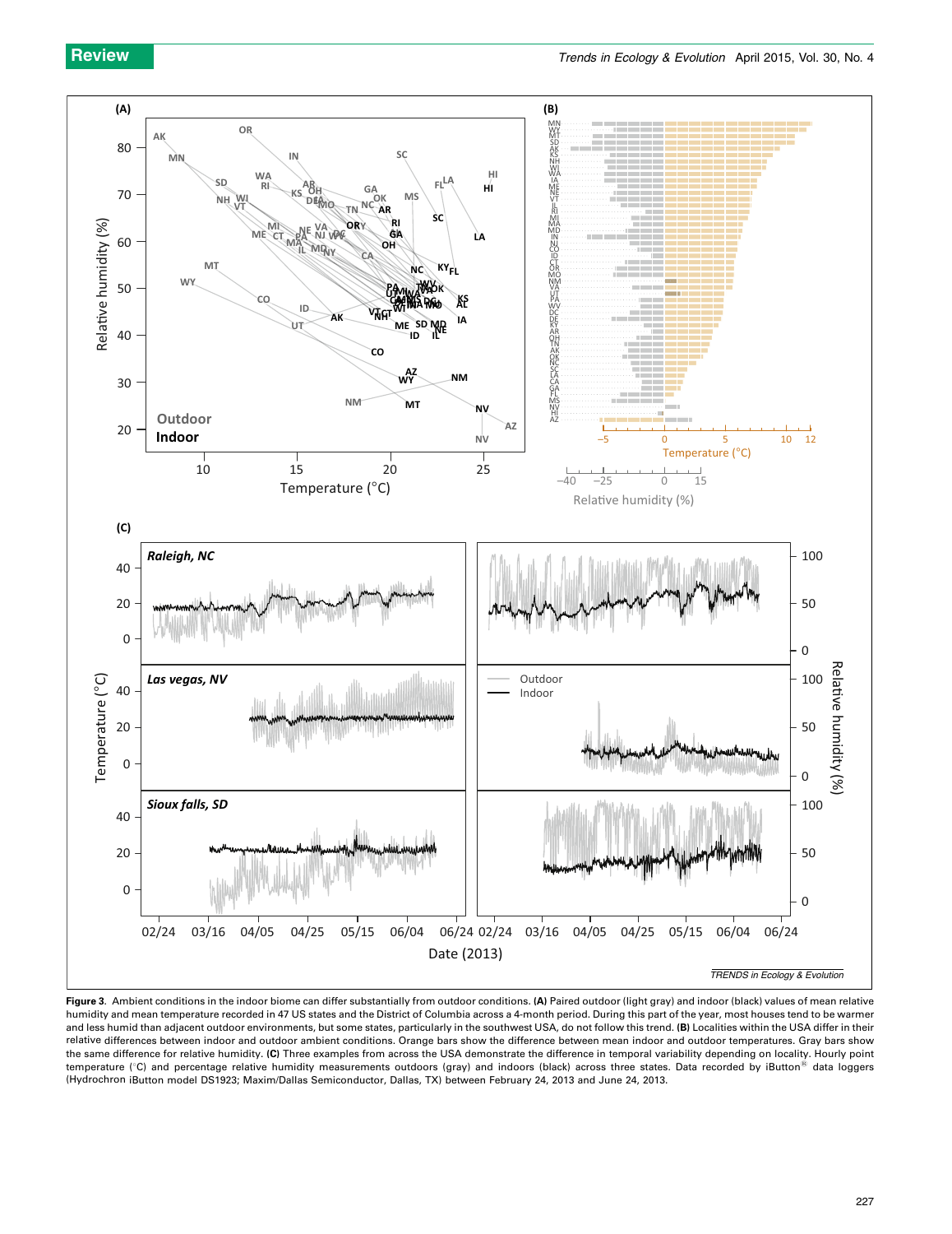Figure 3. Ambient conditions in the indoor biome can differ substantially from outdoor conditions. **(A)** Paired outdoor (light gray) and indoor (black) values of mean relative humidity and mean temperature recorded in 47 US states and the District of Columbia across a 4-month period. During this part of the year, most houses tend to be warmer and less humid than adjacent outdoor environments, but some states, particularly in the southwest USA, do not follow this trend. **(B)** Localities within the USA differ in their relative differences between indoor and outdoor ambient conditions. Orange bars show the difference between mean indoor and outdoor temperatures. Gray bars show the same difference for relative humidity. **(C)** Three examples from across the USA demonstrate the difference in temporal variability depending on locality. Hourly point temperature (°C) and percentage relative humidity measurements outdoors (gray) and indoors (black) across three states. Data recorded by iButton® data loggers (Hydrochron iButton model DS1923; Maxim/Dallas Semiconductor, Dallas, TX) between February 24, 2013 and June 24, 2013.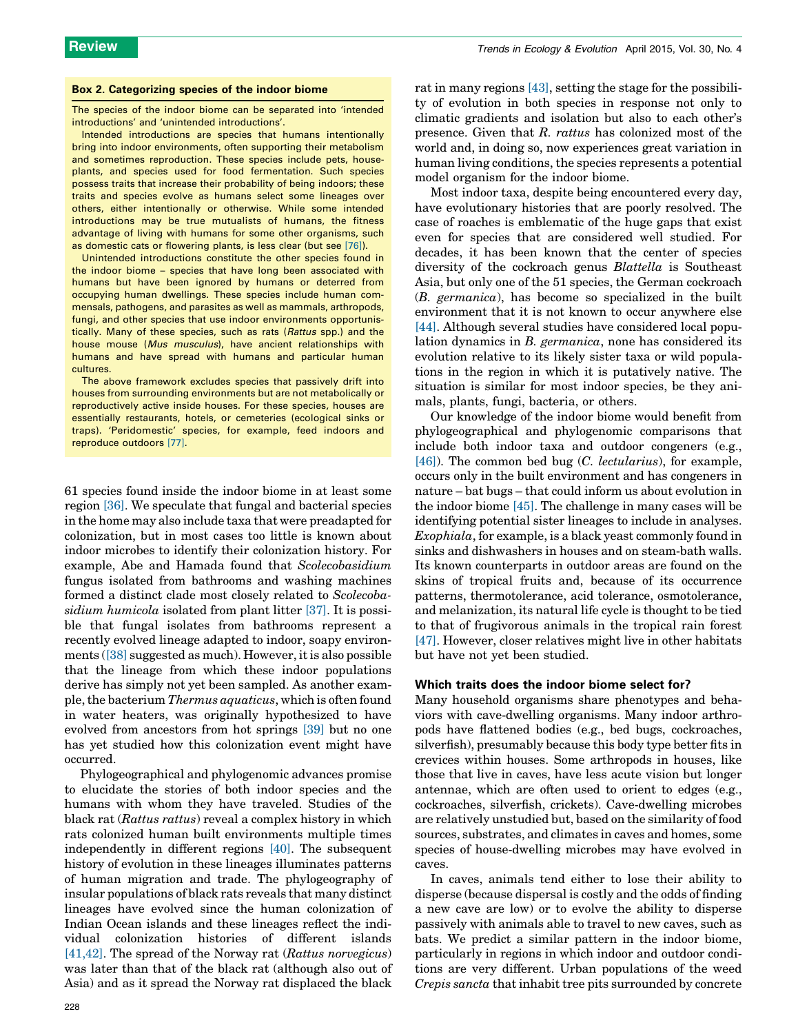### Box 2. Categorizing species of the indoor biome

The species of the indoor biome can be separated into 'intended introductions' and 'unintended introductions'.

Intended introductions are species that humans intentionally bring into indoor environments, often supporting their metabolism and sometimes reproduction. These species include pets, houseplants, and species used for food fermentation. Such species possess traits that increase their probability of being indoors; these traits and species evolve as humans select some lineages over others, either intentionally or otherwise. While some intended introductions may be true mutualists of humans, the fitness advantage of living with humans for some other organisms, such as domestic cats or flowering plants, is less clear (but see [76]).

Unintended introductions constitute the other species found in the indoor biome – species that have long been associated with humans but have been ignored by humans or deterred from occupying human dwellings. These species include human commensals, pathogens, and parasites as well as mammals, arthropods, fungi, and other species that use indoor environments opportunistically. Many of these species, such as rats (*Rattus* spp.) and the house mouse (*Mus musculus*), have ancient relationships with humans and have spread with humans and particular human cultures.

The above framework excludes species that passively drift into houses from surrounding environments but are not metabolically or reproductively active inside houses. For these species, houses are essentially restaurants, hotels, or cemeteries (ecological sinks or traps). 'Peridomestic' species, for example, feed indoors and reproduce outdoors [77].

61 species found inside the indoor biome in at least some region [36]. We speculate that fungal and bacterial species in the home may also include taxa that were preadapted for colonization, but in most cases too little is known about indoor microbes to identify their colonization history. For example, Abe and Hamada found that *Scolecobasidium* fungus isolated from bathrooms and washing machines formed a distinct clade most closely related to *Scolecobasidium humicola* isolated from plant litter [37]. It is possible that fungal isolates from bathrooms represent a recently evolved lineage adapted to indoor, soapy environments ([38] suggested as much). However, it is also possible that the lineage from which these indoor populations derive has simply not yet been sampled. As another example, the bacterium *Thermus aquaticus*, which is often found in water heaters, was originally hypothesized to have evolved from ancestors from hot springs [39] but no one has yet studied how this colonization event might have occurred.

Phylogeographical and phylogenomic advances promise to elucidate the stories of both indoor species and the humans with whom they have traveled. Studies of the black rat (*Rattus rattus*) reveal a complex history in which rats colonized human built environments multiple times independently in different regions [40]. The subsequent history of evolution in these lineages illuminates patterns of human migration and trade. The phylogeography of insular populations of black rats reveals that many distinct lineages have evolved since the human colonization of Indian Ocean islands and these lineages reflect the individual colonization histories of different islands [41,42]. The spread of the Norway rat (*Rattus norvegicus*) was later than that of the black rat (although also out of Asia) and as it spread the Norway rat displaced the black rat in many regions [43], setting the stage for the possibility of evolution in both species in response not only to climatic gradients and isolation but also to each other's presence. Given that *R. rattus* has colonized most of the world and, in doing so, now experiences great variation in human living conditions, the species represents a potential model organism for the indoor biome.

Most indoor taxa, despite being encountered every day, have evolutionary histories that are poorly resolved. The case of roaches is emblematic of the huge gaps that exist even for species that are considered well studied. For decades, it has been known that the center of species diversity of the cockroach genus *Blattella* is Southeast Asia, but only one of the 51 species, the German cockroach (*B. germanica*), has become so specialized in the built environment that it is not known to occur anywhere else [44]. Although several studies have considered local population dynamics in *B. germanica*, none has considered its evolution relative to its likely sister taxa or wild populations in the region in which it is putatively native. The situation is similar for most indoor species, be they animals, plants, fungi, bacteria, or others.

Our knowledge of the indoor biome would benefit from phylogeographical and phylogenomic comparisons that include both indoor taxa and outdoor congeners (e.g., [46]). The common bed bug (*C. lectularius*), for example, occurs only in the built environment and has congeners in nature – bat bugs – that could inform us about evolution in the indoor biome [45]. The challenge in many cases will be identifying potential sister lineages to include in analyses. *Exophiala*, for example, is a black yeast commonly found in sinks and dishwashers in houses and on steam-bath walls. Its known counterparts in outdoor areas are found on the skins of tropical fruits and, because of its occurrence patterns, thermotolerance, acid tolerance, osmotolerance, and melanization, its natural life cycle is thought to be tied to that of frugivorous animals in the tropical rain forest [47]. However, closer relatives might live in other habitats but have not yet been studied.

## Which traits does the indoor biome select for?

Many household organisms share phenotypes and behaviors with cave-dwelling organisms. Many indoor arthropods have flattened bodies (e.g., bed bugs, cockroaches, silverfish), presumably because this body type better fits in crevices within houses. Some arthropods in houses, like those that live in caves, have less acute vision but longer antennae, which are often used to orient to edges (e.g., cockroaches, silverfish, crickets). Cave-dwelling microbes are relatively unstudied but, based on the similarity of food sources, substrates, and climates in caves and homes, some species of house-dwelling microbes may have evolved in caves.

In caves, animals tend either to lose their ability to disperse (because dispersal is costly and the odds of finding a new cave are low) or to evolve the ability to disperse passively with animals able to travel to new caves, such as bats. We predict a similar pattern in the indoor biome, particularly in regions in which indoor and outdoor conditions are very different. Urban populations of the weed *Crepis sancta* that inhabit tree pits surrounded by concrete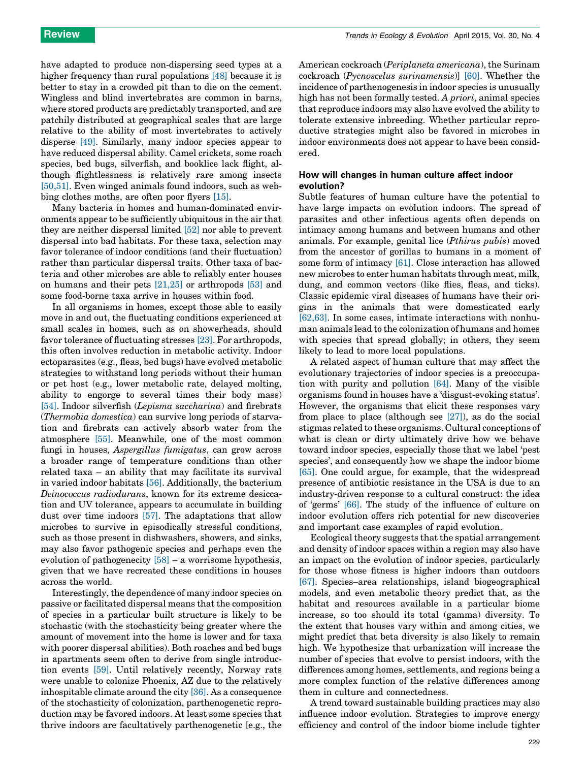have adapted to produce non-dispersing seed types at a higher frequency than rural populations [48] because it is better to stay in a crowded pit than to die on the cement. Wingless and blind invertebrates are common in barns, where stored products are predictably transported, and are patchily distributed at geographical scales that are large relative to the ability of most invertebrates to actively disperse [49]. Similarly, many indoor species appear to have reduced dispersal ability. Camel crickets, some roach species, bed bugs, silverfish, and booklice lack flight, although flightlessness is relatively rare among insects [50,51]. Even winged animals found indoors, such as webbing clothes moths, are often poor flyers [15].

Many bacteria in homes and human-dominated environments appear to be sufficiently ubiquitous in the air that they are neither dispersal limited [52] nor able to prevent dispersal into bad habitats. For these taxa, selection may favor tolerance of indoor conditions (and their fluctuation) rather than particular dispersal traits. Other taxa of bacteria and other microbes are able to reliably enter houses on humans and their pets [21,25] or arthropods [53] and some food-borne taxa arrive in houses within food.

In all organisms in homes, except those able to easily move in and out, the fluctuating conditions experienced at small scales in homes, such as on showerheads, should favor tolerance of fluctuating stresses [23]. For arthropods, this often involves reduction in metabolic activity. Indoor ectoparasites (e.g., fleas, bed bugs) have evolved metabolic strategies to withstand long periods without their human or pet host (e.g., lower metabolic rate, delayed molting, ability to engorge to several times their body mass) [54]. Indoor silverfish (*Lepisma saccharina*) and firebrats (*Thermobia domestica*) can survive long periods of starvation and firebrats can actively absorb water from the atmosphere [55]. Meanwhile, one of the most common fungi in houses, *Aspergillus fumigatus*, can grow across a broader range of temperature conditions than other related taxa – an ability that may facilitate its survival in varied indoor habitats [56]. Additionally, the bacterium *Deinococcus radiodurans*, known for its extreme desiccation and UV tolerance, appears to accumulate in building dust over time indoors [57]. The adaptations that allow microbes to survive in episodically stressful conditions, such as those present in dishwashers, showers, and sinks, may also favor pathogenic species and perhaps even the evolution of pathogenecity [58] – a worrisome hypothesis, given that we have recreated these conditions in houses across the world.

Interestingly, the dependence of many indoor species on passive or facilitated dispersal means that the composition of species in a particular built structure is likely to be stochastic (with the stochasticity being greater where the amount of movement into the home is lower and for taxa with poorer dispersal abilities). Both roaches and bed bugs in apartments seem often to derive from single introduction events [59]. Until relatively recently, Norway rats were unable to colonize Phoenix, AZ due to the relatively inhospitable climate around the city [36]. As a consequence of the stochasticity of colonization, parthenogenetic reproduction may be favored indoors. At least some species that thrive indoors are facultatively parthenogenetic [e.g., the American cockroach (*Periplaneta americana*), the Surinam cockroach (*Pycnoscelus surinamensis*)] [60]. Whether the incidence of parthenogenesis in indoor species is unusually high has not been formally tested. *A priori*, animal species that reproduce indoors may also have evolved the ability to tolerate extensive inbreeding. Whether particular reproductive strategies might also be favored in microbes in indoor environments does not appear to have been considered.

## How will changes in human culture affect indoor evolution?

Subtle features of human culture have the potential to have large impacts on evolution indoors. The spread of parasites and other infectious agents often depends on intimacy among humans and between humans and other animals. For example, genital lice (*Pthirus pubis*) moved from the ancestor of gorillas to humans in a moment of some form of intimacy [61]. Close interaction has allowed new microbes to enter human habitats through meat, milk, dung, and common vectors (like flies, fleas, and ticks). Classic epidemic viral diseases of humans have their origins in the animals that were domesticated early [62,63]. In some cases, intimate interactions with nonhuman animals lead to the colonization of humans and homes with species that spread globally; in others, they seem likely to lead to more local populations.

A related aspect of human culture that may affect the evolutionary trajectories of indoor species is a preoccupation with purity and pollution [64]. Many of the visible organisms found in houses have a 'disgust-evoking status'. However, the organisms that elicit these responses vary from place to place (although see [27]), as do the social stigmas related to these organisms. Cultural conceptions of what is clean or dirty ultimately drive how we behave toward indoor species, especially those that we label 'pest species', and consequently how we shape the indoor biome [65]. One could argue, for example, that the widespread presence of antibiotic resistance in the USA is due to an industry-driven response to a cultural construct: the idea of 'germs' [66]. The study of the influence of culture on indoor evolution offers rich potential for new discoveries and important case examples of rapid evolution.

Ecological theory suggests that the spatial arrangement and density of indoor spaces within a region may also have an impact on the evolution of indoor species, particularly for those whose fitness is higher indoors than outdoors [67]. Species–area relationships, island biogeographical models, and even metabolic theory predict that, as the habitat and resources available in a particular biome increase, so too should its total (gamma) diversity. To the extent that houses vary within and among cities, we might predict that beta diversity is also likely to remain high. We hypothesize that urbanization will increase the number of species that evolve to persist indoors, with the differences among homes, settlements, and regions being a more complex function of the relative differences among them in culture and connectedness.

A trend toward sustainable building practices may also influence indoor evolution. Strategies to improve energy efficiency and control of the indoor biome include tighter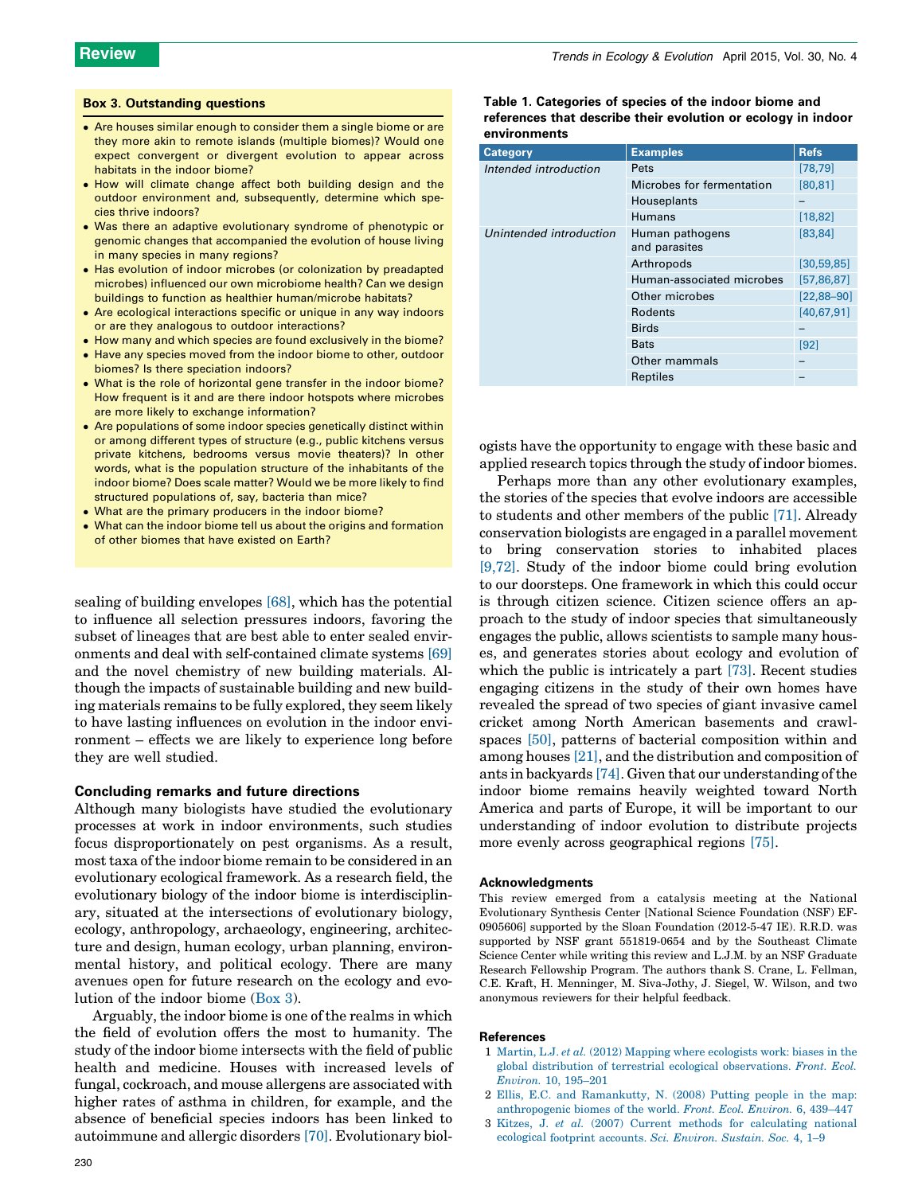### Box 3. Outstanding questions

- Are houses similar enough to consider them a single biome or are they more akin to remote islands (multiple biomes)? Would one expect convergent or divergent evolution to appear across habitats in the indoor biome?
- How will climate change affect both building design and the outdoor environment and, subsequently, determine which species thrive indoors?
- Was there an adaptive evolutionary syndrome of phenotypic or genomic changes that accompanied the evolution of house living in many species in many regions?
- Has evolution of indoor microbes (or colonization by preadapted microbes) influenced our own microbiome health? Can we design buildings to function as healthier human/microbe habitats?
- Are ecological interactions specific or unique in any way indoors or are they analogous to outdoor interactions?
- How many and which species are found exclusively in the biome?
- Have any species moved from the indoor biome to other, outdoor biomes? Is there speciation indoors?
- What is the role of horizontal gene transfer in the indoor biome? How frequent is it and are there indoor hotspots where microbes are more likely to exchange information?
- Are populations of some indoor species genetically distinct within or among different types of structure (e.g., public kitchens versus private kitchens, bedrooms versus movie theaters)? In other words, what is the population structure of the inhabitants of the indoor biome? Does scale matter? Would we be more likely to find structured populations of, say, bacteria than mice?
- What are the primary producers in the indoor biome?
- What can the indoor biome tell us about the origins and formation of other biomes that have existed on Earth?

sealing of building envelopes [68], which has the potential to influence all selection pressures indoors, favoring the subset of lineages that are best able to enter sealed environments and deal with self-contained climate systems [69] and the novel chemistry of new building materials. Although the impacts of sustainable building and new building materials remains to be fully explored, they seem likely to have lasting influences on evolution in the indoor environment – effects we are likely to experience long before they are well studied.

## Concluding remarks and future directions

Although many biologists have studied the evolutionary processes at work in indoor environments, such studies focus disproportionately on pest organisms. As a result, most taxa of the indoor biome remain to be considered in an evolutionary ecological framework. As a research field, the evolutionary biology of the indoor biome is interdisciplinary, situated at the intersections of evolutionary biology, ecology, anthropology, archaeology, engineering, architecture and design, human ecology, urban planning, environmental history, and political ecology. There are many avenues open for future research on the ecology and evolution of the indoor biome (Box 3).

Arguably, the indoor biome is one of the realms in which the field of evolution offers the most to humanity. The study of the indoor biome intersects with the field of public health and medicine. Houses with increased levels of fungal, cockroach, and mouse allergens are associated with higher rates of asthma in children, for example, and the absence of beneficial species indoors has been linked to autoimmune and allergic disorders [70]. Evolutionary biologists have the opportunity to engage with these basic and applied research topics through the study of indoor biomes.

Perhaps more than any other evolutionary examples, the stories of the species that evolve indoors are accessible to students and other members of the public [71]. Already conservation biologists are engaged in a parallel movement to bring conservation stories to inhabited places [9,72]. Study of the indoor biome could bring evolution to our doorsteps. One framework in which this could occur is through citizen science. Citizen science offers an approach to the study of indoor species that simultaneously engages the public, allows scientists to sample many houses, and generates stories about ecology and evolution of which the public is intricately a part [73]. Recent studies engaging citizens in the study of their own homes have revealed the spread of two species of giant invasive camel cricket among North American basements and crawlspaces [50], patterns of bacterial composition within and among houses [21], and the distribution and composition of ants in backyards [74]. Given that our understanding of the indoor biome remains heavily weighted toward North America and parts of Europe, it will be important to our understanding of indoor evolution to distribute projects more evenly across geographical regions [75].

**Table 1. Categories of species of the indoor biome and references that describe their evolution or ecology in indoor environments**

| Category | Examples | Refs |
|---|---|---|
| *Intended introduction* | Pets | [78,79] |
| | Microbes for fermentation | [80,81] |
| | Houseplants | – |
| | Humans | [18,82] |
| *Unintended introduction* | Human pathogens and parasites | [83,84] |
| | Arthropods | [30,59,85] |
| | Human-associated microbes | [57,86,87] |
| | Other microbes | [22,88–90] |
| | Rodents | [40,67,91] |
| | Birds | – |
| | Bats | [92] |
| | Other mammals | – |
| | Reptiles | – |

## Acknowledgments

This review emerged from a catalysis meeting at the National Evolutionary Synthesis Center [National Science Foundation (NSF) EF-0905606] supported by the Sloan Foundation (2012-5-47 IE). R.R.D. was supported by NSF grant 551819-0654 and by the Southeast Climate Science Center while writing this review and L.J.M. by an NSF Graduate Research Fellowship Program. The authors thank S. Crane, L. Fellman, C.E. Kraft, H. Menninger, M. Siva-Jothy, J. Siegel, W. Wilson, and two anonymous reviewers for their helpful feedback.

## References

1. Martin, L.J. *et al.* (2012) Mapping where ecologists work: biases in the global distribution of terrestrial ecological observations. *Front. Ecol. Environ.* 10, 195–201
2. Ellis, E.C. and Ramankutty, N. (2008) Putting people in the map: anthropogenic biomes of the world. *Front. Ecol. Environ.* 6, 439–447
3. Kitzes, J. *et al.* (2007) Current methods for calculating national ecological footprint accounts. *Sci. Environ. Sustain. Soc.* 4, 1–9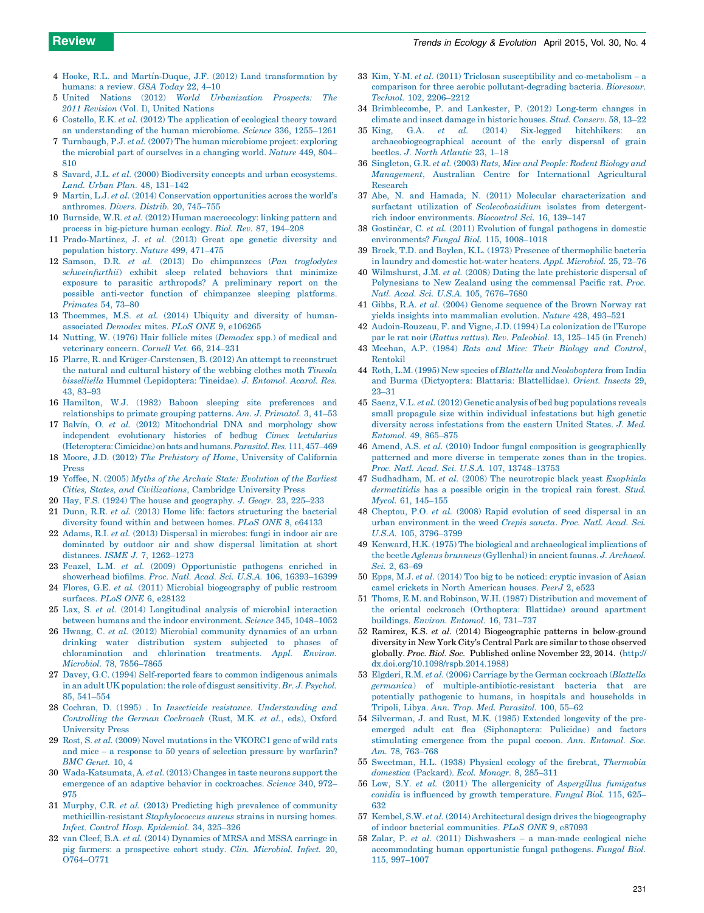4 Hooke, R.L. and Martín-Duque, J.F. (2012) Land transformation by humans: a review. *GSA Today* 22, 4–10

5 United Nations (2012) *World Urbanization Prospects: The 2011 Revision* (Vol. I), United Nations

6 Costello, E.K. *et al.* (2012) The application of ecological theory toward an understanding of the human microbiome. *Science* 336, 1255–1261

7 Turnbaugh, P.J. *et al.* (2007) The human microbiome project: exploring the microbial part of ourselves in a changing world. *Nature* 449, 804–810

8 Savard, J.L. *et al.* (2000) Biodiversity concepts and urban ecosystems. *Land. Urban Plan.* 48, 131–142

9 Martin, L.J. *et al.* (2014) Conservation opportunities across the world's anthromes. *Divers. Distrib.* 20, 745–755

10 Burnside, W.R. *et al.* (2012) Human macroecology: linking pattern and process in big-picture human ecology. *Biol. Rev.* 87, 194–208

11 Prado-Martinez, J. *et al.* (2013) Great ape genetic diversity and population history. *Nature* 499, 471–475

12 Samson, D.R. *et al.* (2013) Do chimpanzees (*Pan troglodytes schweinfurthii*) exhibit sleep related behaviors that minimize exposure to parasitic arthropods? A preliminary report on the possible anti-vector function of chimpanzee sleeping platforms. *Primates* 54, 73–80

13 Thoemmes, M.S. *et al.* (2014) Ubiquity and diversity of human-associated *Demodex* mites. *PLoS ONE* 9, e106265

14 Nutting, W. (1976) Hair follicle mites (*Demodex* spp.) of medical and veterinary concern. *Cornell Vet.* 66, 214–231

15 Plarre, R. and Krüger-Carstensen, B. (2012) An attempt to reconstruct the natural and cultural history of the webbing clothes moth *Tineola bisselliella* Hummel (Lepidoptera: Tineidae). *J. Entomol. Acarol. Res.* 43, 83–93

16 Hamilton, W.J. (1982) Baboon sleeping site preferences and relationships to primate grouping patterns. *Am. J. Primatol.* 3, 41–53

17 Balvín, O. *et al.* (2012) Mitochondrial DNA and morphology show independent evolutionary histories of bedbug *Cimex lectularius* (Heteroptera: Cimicidae) on bats and humans. *Parasitol. Res.* 111, 457–469

18 Moore, J.D. (2012) *The Prehistory of Home*, University of California Press

19 Yoffee, N. (2005) *Myths of the Archaic State: Evolution of the Earliest Cities, States, and Civilizations*, Cambridge University Press

20 Hay, F.S. (1924) The house and geography. *J. Geogr.* 23, 225–233

21 Dunn, R.R. *et al.* (2013) Home life: factors structuring the bacterial diversity found within and between homes. *PLoS ONE* 8, e64133

22 Adams, R.I. *et al.* (2013) Dispersal in microbes: fungi in indoor air are dominated by outdoor air and show dispersal limitation at short distances. *ISME J.* 7, 1262–1273

23 Feazel, L.M. *et al.* (2009) Opportunistic pathogens enriched in showerhead biofilms. *Proc. Natl. Acad. Sci. U.S.A.* 106, 16393–16399

24 Flores, G.E. *et al.* (2011) Microbial biogeography of public restroom surfaces. *PLoS ONE* 6, e28132

25 Lax, S. *et al.* (2014) Longitudinal analysis of microbial interaction between humans and the indoor environment. *Science* 345, 1048–1052

26 Hwang, C. *et al.* (2012) Microbial community dynamics of an urban drinking water distribution system subjected to phases of chloramination and chlorination treatments. *Appl. Environ. Microbiol.* 78, 7856–7865

27 Davey, G.C. (1994) Self-reported fears to common indigenous animals in an adult UK population: the role of disgust sensitivity. *Br. J. Psychol.* 85, 541–554

28 Cochran, D. (1995) . In *Insecticide resistance. Understanding and Controlling the German Cockroach* (Rust, M.K. *et al.*, eds), Oxford University Press

29 Rost, S. *et al.* (2009) Novel mutations in the VKORC1 gene of wild rats and mice – a response to 50 years of selection pressure by warfarin? *BMC Genet.* 10, 4

30 Wada-Katsumata, A. *et al.* (2013) Changes in taste neurons support the emergence of an adaptive behavior in cockroaches. *Science* 340, 972–975

31 Murphy, C.R. *et al.* (2013) Predicting high prevalence of community methicillin-resistant *Staphylococcus aureus* strains in nursing homes. *Infect. Control Hosp. Epidemiol.* 34, 325–326

32 van Cleef, B.A. *et al.* (2014) Dynamics of MRSA and MSSA carriage in pig farmers: a prospective cohort study. *Clin. Microbiol. Infect.* 20, O764–O771

33 Kim, Y-M. *et al.* (2011) Triclosan susceptibility and co-metabolism – a comparison for three aerobic pollutant-degrading bacteria. *Bioresour. Technol.* 102, 2206–2212

34 Brimblecombe, P. and Lankester, P. (2012) Long-term changes in climate and insect damage in historic houses. *Stud. Conserv.* 58, 13–22

35 King, G.A. *et al.* (2014) Six-legged hitchhikers: an archaeobiogeographical account of the early dispersal of grain beetles. *J. North Atlantic* 23, 1–18

36 Singleton, G.R. *et al.* (2003) *Rats, Mice and People: Rodent Biology and Management*, Australian Centre for International Agricultural Research

37 Abe, N. and Hamada, N. (2011) Molecular characterization and surfactant utilization of *Scolecobasidium* isolates from detergent-rich indoor environments. *Biocontrol Sci.* 16, 139–147

38 Gostinčar, C. *et al.* (2011) Evolution of fungal pathogens in domestic environments? *Fungal Biol.* 115, 1008–1018

39 Brock, T.D. and Boylen, K.L. (1973) Presence of thermophilic bacteria in laundry and domestic hot-water heaters. *Appl. Microbiol.* 25, 72–76

40 Wilmshurst, J.M. *et al.* (2008) Dating the late prehistoric dispersal of Polynesians to New Zealand using the commensal Pacific rat. *Proc. Natl. Acad. Sci. U.S.A.* 105, 7676–7680

41 Gibbs, R.A. *et al.* (2004) Genome sequence of the Brown Norway rat yields insights into mammalian evolution. *Nature* 428, 493–521

42 Audoin-Rouzeau, F. and Vigne, J.D. (1994) La colonization de l'Europe par le rat noir (*Rattus rattus*). *Rev. Paleobiol.* 13, 125–145 (in French)

43 Meehan, A.P. (1984) *Rats and Mice: Their Biology and Control*, Rentokil

44 Roth, L.M. (1995) New species of *Blattella* and *Neoloboptera* from India and Burma (Dictyoptera: Blattaria: Blattellidae). *Orient. Insects* 29, 23–31

45 Saenz, V.L. *et al.* (2012) Genetic analysis of bed bug populations reveals small propagule size within individual infestations but high genetic diversity across infestations from the eastern United States. *J. Med. Entomol.* 49, 865–875

46 Amend, A.S. *et al.* (2010) Indoor fungal composition is geographically patterned and more diverse in temperate zones than in the tropics. *Proc. Natl. Acad. Sci. U.S.A.* 107, 13748–13753

47 Sudhadham, M. *et al.* (2008) The neurotropic black yeast *Exophiala dermatitidis* has a possible origin in the tropical rain forest. *Stud. Mycol.* 61, 145–155

48 Cheptou, P.O. *et al.* (2008) Rapid evolution of seed dispersal in an urban environment in the weed *Crepis sancta*. *Proc. Natl. Acad. Sci. U.S.A.* 105, 3796–3799

49 Kenward, H.K. (1975) The biological and archaeological implications of the beetle *Aglenus brunneus* (Gyllenhal) in ancient faunas. *J. Archaeol. Sci.* 2, 63–69

50 Epps, M.J. *et al.* (2014) Too big to be noticed: cryptic invasion of Asian camel crickets in North American houses. *PeerJ* 2, e523

51 Thoms, E.M. and Robinson, W.H. (1987) Distribution and movement of the oriental cockroach (Orthoptera: Blattidae) around apartment buildings. *Environ. Entomol.* 16, 731–737

52 Ramirez, K.S. *et al.* (2014) Biogeographic patterns in below-ground diversity in New York City's Central Park are similar to those observed globally. *Proc. Biol. Soc.* Published online November 22, 2014. (http://dx.doi.org/10.1098/rspb.2014.1988)

53 Elgderi, R.M. *et al.* (2006) Carriage by the German cockroach (*Blattella germanica*) of multiple-antibiotic-resistant bacteria that are potentially pathogenic to humans, in hospitals and households in Tripoli, Libya. *Ann. Trop. Med. Parasitol.* 100, 55–62

54 Silverman, J. and Rust, M.K. (1985) Extended longevity of the pre-emerged adult cat flea (Siphonaptera: Pulicidae) and factors stimulating emergence from the pupal cocoon. *Ann. Entomol. Soc. Am.* 78, 763–768

55 Sweetman, H.L. (1938) Physical ecology of the firebrat, *Thermobia domestica* (Packard). *Ecol. Monogr.* 8, 285–311

56 Low, S.Y. *et al.* (2011) The allergenicity of *Aspergillus fumigatus conidia* is influenced by growth temperature. *Fungal Biol.* 115, 625–632

57 Kembel, S.W. *et al.* (2014) Architectural design drives the biogeography of indoor bacterial communities. *PLoS ONE* 9, e87093

58 Zalar, P. *et al.* (2011) Dishwashers – a man-made ecological niche accommodating human opportunistic fungal pathogens. *Fungal Biol.* 115, 997–1007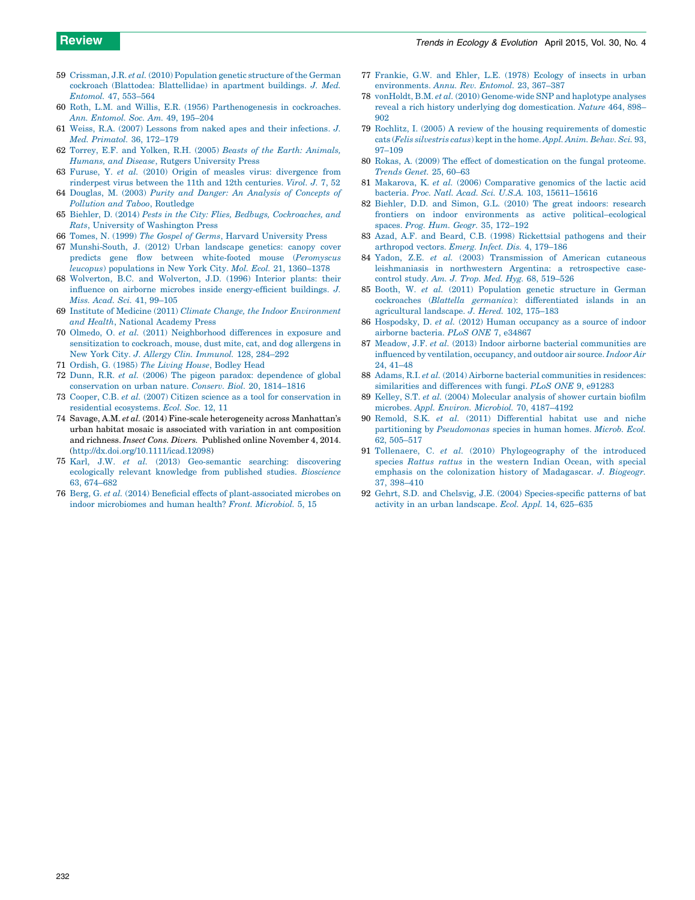59 Crissman, J.R. *et al.* (2010) Population genetic structure of the German cockroach (Blattodea: Blattellidae) in apartment buildings. *J. Med. Entomol.* 47, 553–564

60 Roth, L.M. and Willis, E.R. (1956) Parthenogenesis in cockroaches. *Ann. Entomol. Soc. Am.* 49, 195–204

61 Weiss, R.A. (2007) Lessons from naked apes and their infections. *J. Med. Primatol.* 36, 172–179

62 Torrey, E.F. and Yolken, R.H. (2005) *Beasts of the Earth: Animals, Humans, and Disease*, Rutgers University Press

63 Furuse, Y. *et al.* (2010) Origin of measles virus: divergence from rinderpest virus between the 11th and 12th centuries. *Virol. J.* 7, 52

64 Douglas, M. (2003) *Purity and Danger: An Analysis of Concepts of Pollution and Taboo*, Routledge

65 Biehler, D. (2014) *Pests in the City: Flies, Bedbugs, Cockroaches, and Rats*, University of Washington Press

66 Tomes, N. (1999) *The Gospel of Germs*, Harvard University Press

67 Munshi-South, J. (2012) Urban landscape genetics: canopy cover predicts gene flow between white-footed mouse (*Peromyscus leucopus*) populations in New York City. *Mol. Ecol.* 21, 1360–1378

68 Wolverton, B.C. and Wolverton, J.D. (1996) Interior plants: their influence on airborne microbes inside energy-efficient buildings. *J. Miss. Acad. Sci.* 41, 99–105

69 Institute of Medicine (2011) *Climate Change, the Indoor Environment and Health*, National Academy Press

70 Olmedo, O. *et al.* (2011) Neighborhood differences in exposure and sensitization to cockroach, mouse, dust mite, cat, and dog allergens in New York City. *J. Allergy Clin. Immunol.* 128, 284–292

71 Ordish, G. (1985) *The Living House*, Bodley Head

72 Dunn, R.R. *et al.* (2006) The pigeon paradox: dependence of global conservation on urban nature. *Conserv. Biol.* 20, 1814–1816

73 Cooper, C.B. *et al.* (2007) Citizen science as a tool for conservation in residential ecosystems. *Ecol. Soc.* 12, 11

74 Savage, A.M. *et al.* (2014) Fine-scale heterogeneity across Manhattan's urban habitat mosaic is associated with variation in ant composition and richness. *Insect Cons. Divers.* Published online November 4, 2014. (http://dx.doi.org/10.1111/icad.12098)

75 Karl, J.W. *et al.* (2013) Geo-semantic searching: discovering ecologically relevant knowledge from published studies. *Bioscience* 63, 674–682

76 Berg, G. *et al.* (2014) Beneficial effects of plant-associated microbes on indoor microbiomes and human health? *Front. Microbiol.* 5, 15

77 Frankie, G.W. and Ehler, L.E. (1978) Ecology of insects in urban environments. *Annu. Rev. Entomol.* 23, 367–387

78 vonHoldt, B.M. *et al.* (2010) Genome-wide SNP and haplotype analyses reveal a rich history underlying dog domestication. *Nature* 464, 898–902

79 Rochlitz, I. (2005) A review of the housing requirements of domestic cats (*Felis silvestris catus*) kept in the home. *Appl. Anim. Behav. Sci.* 93, 97–109

80 Rokas, A. (2009) The effect of domestication on the fungal proteome. *Trends Genet.* 25, 60–63

81 Makarova, K. *et al.* (2006) Comparative genomics of the lactic acid bacteria. *Proc. Natl. Acad. Sci. U.S.A.* 103, 15611–15616

82 Biehler, D.D. and Simon, G.L. (2010) The great indoors: research frontiers on indoor environments as active political–ecological spaces. *Prog. Hum. Geogr.* 35, 172–192

83 Azad, A.F. and Beard, C.B. (1998) Rickettsial pathogens and their arthropod vectors. *Emerg. Infect. Dis.* 4, 179–186

84 Yadon, Z.E. *et al.* (2003) Transmission of American cutaneous leishmaniasis in northwestern Argentina: a retrospective case-control study. *Am. J. Trop. Med. Hyg.* 68, 519–526

85 Booth, W. *et al.* (2011) Population genetic structure in German cockroaches (*Blattella germanica*): differentiated islands in an agricultural landscape. *J. Hered.* 102, 175–183

86 Hospodsky, D. *et al.* (2012) Human occupancy as a source of indoor airborne bacteria. *PLoS ONE* 7, e34867

87 Meadow, J.F. *et al.* (2013) Indoor airborne bacterial communities are influenced by ventilation, occupancy, and outdoor air source. *Indoor Air* 24, 41–48

88 Adams, R.I. *et al.* (2014) Airborne bacterial communities in residences: similarities and differences with fungi. *PLoS ONE* 9, e91283

89 Kelley, S.T. *et al.* (2004) Molecular analysis of shower curtain biofilm microbes. *Appl. Environ. Microbiol.* 70, 4187–4192

90 Remold, S.K. *et al.* (2011) Differential habitat use and niche partitioning by *Pseudomonas* species in human homes. *Microb. Ecol.* 62, 505–517

91 Tollenaere, C. *et al.* (2010) Phylogeography of the introduced species *Rattus rattus* in the western Indian Ocean, with special emphasis on the colonization history of Madagascar. *J. Biogeogr.* 37, 398–410

92 Gehrt, S.D. and Chelsvig, J.E. (2004) Species-specific patterns of bat activity in an urban landscape. *Ecol. Appl.* 14, 625–635